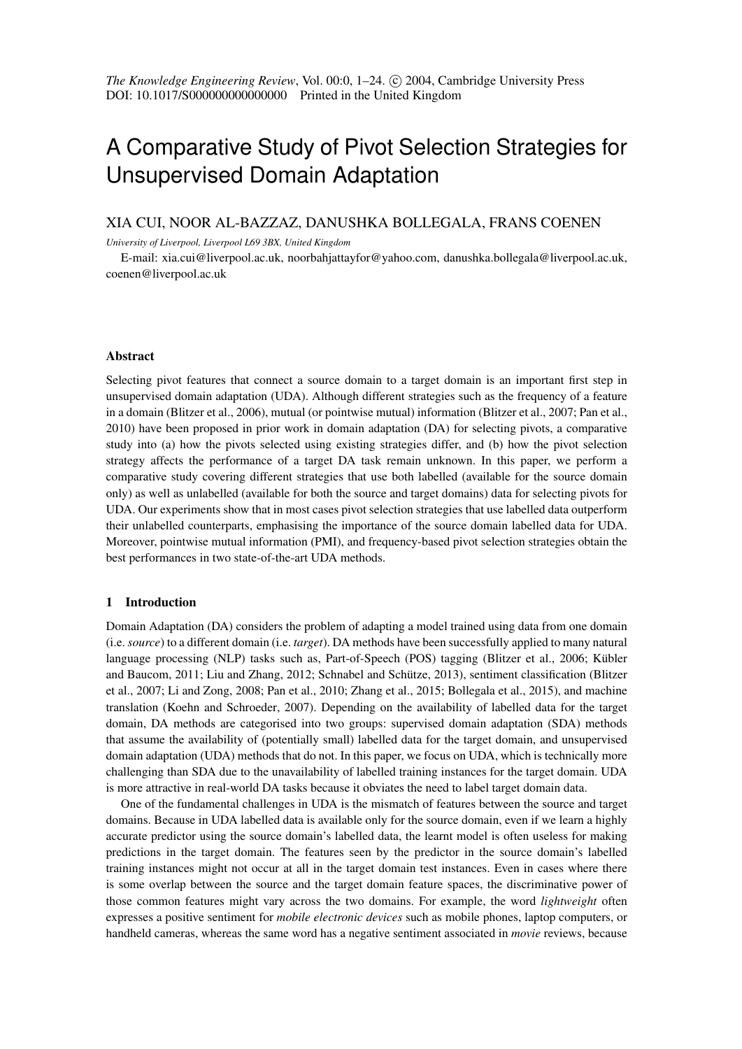# A Comparative Study of Pivot Selection Strategies for Unsupervised Domain Adaptation

XIA CUI, NOOR AL-BAZZAZ, DANUSHKA BOLLEGALA, FRANS COENEN

*University of Liverpool, Liverpool L69 3BX, United Kingdom*

E-mail: xia.cui@liverpool.ac.uk, noorbahjattayfor@yahoo.com, danushka.bollegala@liverpool.ac.uk, coenen@liverpool.ac.uk

### Abstract

Selecting pivot features that connect a source domain to a target domain is an important first step in unsupervised domain adaptation (UDA). Although different strategies such as the frequency of a feature in a domain (Blitzer et al., 2006), mutual (or pointwise mutual) information (Blitzer et al., 2007; Pan et al., 2010) have been proposed in prior work in domain adaptation (DA) for selecting pivots, a comparative study into (a) how the pivots selected using existing strategies differ, and (b) how the pivot selection strategy affects the performance of a target DA task remain unknown. In this paper, we perform a comparative study covering different strategies that use both labelled (available for the source domain only) as well as unlabelled (available for both the source and target domains) data for selecting pivots for UDA. Our experiments show that in most cases pivot selection strategies that use labelled data outperform their unlabelled counterparts, emphasising the importance of the source domain labelled data for UDA. Moreover, pointwise mutual information (PMI), and frequency-based pivot selection strategies obtain the best performances in two state-of-the-art UDA methods.

## 1 Introduction

Domain Adaptation (DA) considers the problem of adapting a model trained using data from one domain (i.e. *source*) to a different domain (i.e. *target*). DA methods have been successfully applied to many natural language processing (NLP) tasks such as, Part-of-Speech (POS) tagging (Blitzer et al., 2006; Kübler and Baucom, 2011; Liu and Zhang, 2012; Schnabel and Schütze, 2013), sentiment classification (Blitzer et al., 2007; Li and Zong, 2008; Pan et al., 2010; Zhang et al., 2015; Bollegala et al., 2015), and machine translation (Koehn and Schroeder, 2007). Depending on the availability of labelled data for the target domain, DA methods are categorised into two groups: supervised domain adaptation (SDA) methods that assume the availability of (potentially small) labelled data for the target domain, and unsupervised domain adaptation (UDA) methods that do not. In this paper, we focus on UDA, which is technically more challenging than SDA due to the unavailability of labelled training instances for the target domain. UDA is more attractive in real-world DA tasks because it obviates the need to label target domain data.

One of the fundamental challenges in UDA is the mismatch of features between the source and target domains. Because in UDA labelled data is available only for the source domain, even if we learn a highly accurate predictor using the source domain's labelled data, the learnt model is often useless for making predictions in the target domain. The features seen by the predictor in the source domain's labelled training instances might not occur at all in the target domain test instances. Even in cases where there is some overlap between the source and the target domain feature spaces, the discriminative power of those common features might vary across the two domains. For example, the word *lightweight* often expresses a positive sentiment for *mobile electronic devices* such as mobile phones, laptop computers, or handheld cameras, whereas the same word has a negative sentiment associated in *movie* reviews, because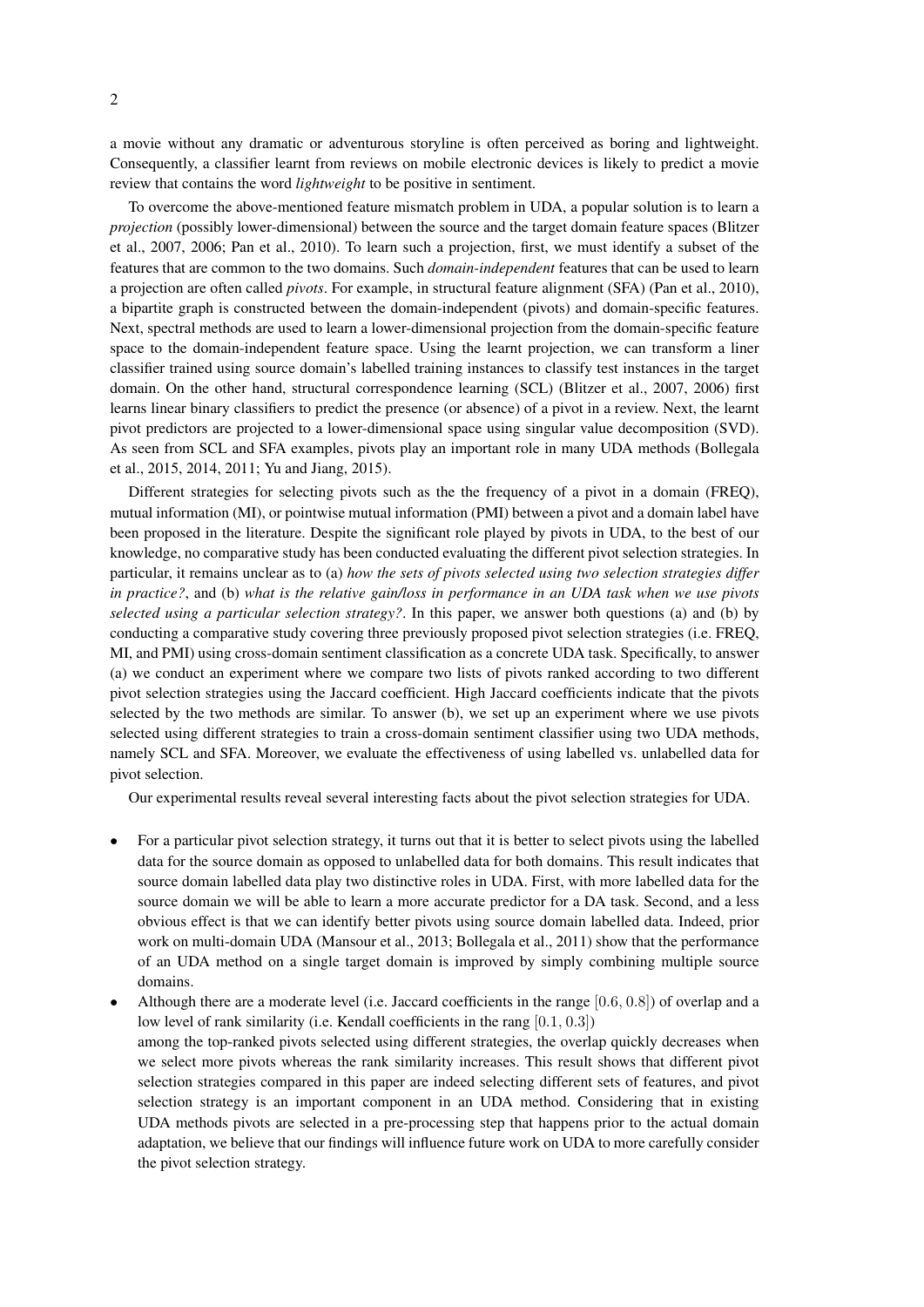a movie without any dramatic or adventurous storyline is often perceived as boring and lightweight. Consequently, a classifier learnt from reviews on mobile electronic devices is likely to predict a movie review that contains the word *lightweight* to be positive in sentiment.

To overcome the above-mentioned feature mismatch problem in UDA, a popular solution is to learn a *projection* (possibly lower-dimensional) between the source and the target domain feature spaces (Blitzer et al., 2007, 2006; Pan et al., 2010). To learn such a projection, first, we must identify a subset of the features that are common to the two domains. Such *domain-independent* features that can be used to learn a projection are often called *pivots*. For example, in structural feature alignment (SFA) (Pan et al., 2010), a bipartite graph is constructed between the domain-independent (pivots) and domain-specific features. Next, spectral methods are used to learn a lower-dimensional projection from the domain-specific feature space to the domain-independent feature space. Using the learnt projection, we can transform a liner classifier trained using source domain's labelled training instances to classify test instances in the target domain. On the other hand, structural correspondence learning (SCL) (Blitzer et al., 2007, 2006) first learns linear binary classifiers to predict the presence (or absence) of a pivot in a review. Next, the learnt pivot predictors are projected to a lower-dimensional space using singular value decomposition (SVD). As seen from SCL and SFA examples, pivots play an important role in many UDA methods (Bollegala et al., 2015, 2014, 2011; Yu and Jiang, 2015).

Different strategies for selecting pivots such as the the frequency of a pivot in a domain (FREQ), mutual information (MI), or pointwise mutual information (PMI) between a pivot and a domain label have been proposed in the literature. Despite the significant role played by pivots in UDA, to the best of our knowledge, no comparative study has been conducted evaluating the different pivot selection strategies. In particular, it remains unclear as to (a) *how the sets of pivots selected using two selection strategies differ in practice?*, and (b) *what is the relative gain/loss in performance in an UDA task when we use pivots selected using a particular selection strategy?*. In this paper, we answer both questions (a) and (b) by conducting a comparative study covering three previously proposed pivot selection strategies (i.e. FREQ, MI, and PMI) using cross-domain sentiment classification as a concrete UDA task. Specifically, to answer (a) we conduct an experiment where we compare two lists of pivots ranked according to two different pivot selection strategies using the Jaccard coefficient. High Jaccard coefficients indicate that the pivots selected by the two methods are similar. To answer (b), we set up an experiment where we use pivots selected using different strategies to train a cross-domain sentiment classifier using two UDA methods, namely SCL and SFA. Moreover, we evaluate the effectiveness of using labelled vs. unlabelled data for pivot selection.

Our experimental results reveal several interesting facts about the pivot selection strategies for UDA.

- For a particular pivot selection strategy, it turns out that it is better to select pivots using the labelled data for the source domain as opposed to unlabelled data for both domains. This result indicates that source domain labelled data play two distinctive roles in UDA. First, with more labelled data for the source domain we will be able to learn a more accurate predictor for a DA task. Second, and a less obvious effect is that we can identify better pivots using source domain labelled data. Indeed, prior work on multi-domain UDA (Mansour et al., 2013; Bollegala et al., 2011) show that the performance of an UDA method on a single target domain is improved by simply combining multiple source domains.
- Although there are a moderate level (i.e. Jaccard coefficients in the range $[0.6, 0.8]$) of overlap and a low level of rank similarity (i.e. Kendall coefficients in the rang $[0.1, 0.3]$) among the top-ranked pivots selected using different strategies, the overlap quickly decreases when we select more pivots whereas the rank similarity increases. This result shows that different pivot selection strategies compared in this paper are indeed selecting different sets of features, and pivot selection strategy is an important component in an UDA method. Considering that in existing UDA methods pivots are selected in a pre-processing step that happens prior to the actual domain adaptation, we believe that our findings will influence future work on UDA to more carefully consider the pivot selection strategy.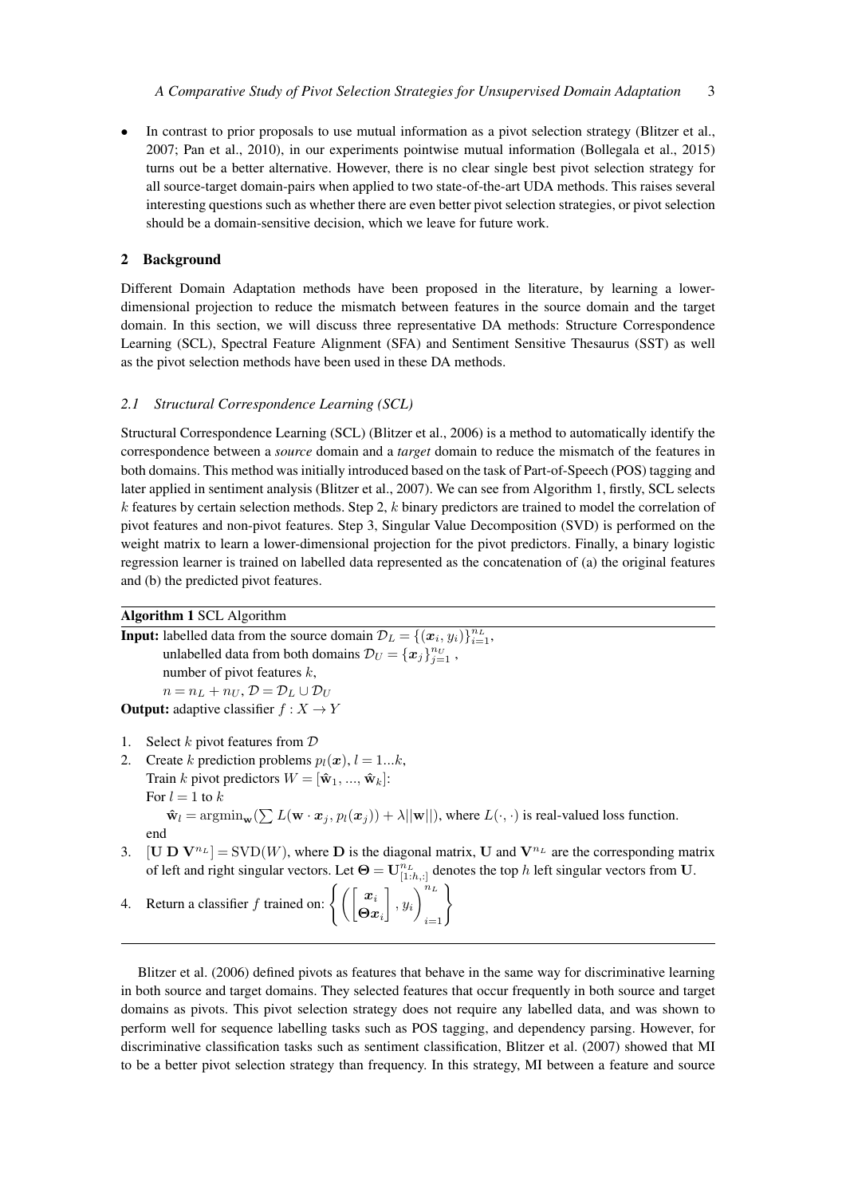- In contrast to prior proposals to use mutual information as a pivot selection strategy (Blitzer et al., 2007; Pan et al., 2010), in our experiments pointwise mutual information (Bollegala et al., 2015) turns out be a better alternative. However, there is no clear single best pivot selection strategy for all source-target domain-pairs when applied to two state-of-the-art UDA methods. This raises several interesting questions such as whether there are even better pivot selection strategies, or pivot selection should be a domain-sensitive decision, which we leave for future work.

## 2 Background

Different Domain Adaptation methods have been proposed in the literature, by learning a lower-dimensional projection to reduce the mismatch between features in the source domain and the target domain. In this section, we will discuss three representative DA methods: Structure Correspondence Learning (SCL), Spectral Feature Alignment (SFA) and Sentiment Sensitive Thesaurus (SST) as well as the pivot selection methods have been used in these DA methods.

### *2.1 Structural Correspondence Learning (SCL)*

Structural Correspondence Learning (SCL) (Blitzer et al., 2006) is a method to automatically identify the correspondence between a *source* domain and a *target* domain to reduce the mismatch of the features in both domains. This method was initially introduced based on the task of Part-of-Speech (POS) tagging and later applied in sentiment analysis (Blitzer et al., 2007). We can see from Algorithm 1, firstly, SCL selects $k$ features by certain selection methods. Step 2, $k$ binary predictors are trained to model the correlation of pivot features and non-pivot features. Step 3, Singular Value Decomposition (SVD) is performed on the weight matrix to learn a lower-dimensional projection for the pivot predictors. Finally, a binary logistic regression learner is trained on labelled data represented as the concatenation of (a) the original features and (b) the predicted pivot features.

---

**Algorithm 1** SCL Algorithm

**Input:** labelled data from the source domain $\mathcal{D}_L = \{(\boldsymbol{x}_i, y_i)\}_{i=1}^{n_L}$,
unlabelled data from both domains $\mathcal{D}_U = \{\boldsymbol{x}_j\}_{j=1}^{n_U}$ ,
number of pivot features $k$,
$n = n_L + n_U$, $\mathcal{D} = \mathcal{D}_L \cup \mathcal{D}_U$

**Output:** adaptive classifier $f : X \rightarrow Y$

1. Select $k$ pivot features from $\mathcal{D}$
2. Create $k$ prediction problems $p_l(\boldsymbol{x})$, $l = 1...k$,
   Train $k$ pivot predictors $W = [\hat{\mathbf{w}}_1, ..., \hat{\mathbf{w}}_k]$:
   For $l = 1$ to $k$
   $\hat{\mathbf{w}}_l = \mathrm{argmin}_{\mathbf{w}}(\sum L(\mathbf{w} \cdot \boldsymbol{x}_j, p_l(\boldsymbol{x}_j)) + \lambda||\mathbf{w}||)$, where $L(\cdot, \cdot)$ is real-valued loss function.
   end
3. $[\mathbf{U}\ \mathbf{D}\ \mathbf{V}^{n_L}] = \mathrm{SVD}(W)$, where $\mathbf{D}$ is the diagonal matrix, $\mathbf{U}$ and $\mathbf{V}^{n_L}$ are the corresponding matrix of left and right singular vectors. Let $\boldsymbol{\Theta} = \mathbf{U}^{n_L}_{[1:h,:]}$ denotes the top $h$ left singular vectors from $\mathbf{U}$.
4. Return a classifier $f$ trained on: $\left\{ \left( \begin{bmatrix} \boldsymbol{x}_i \\ \boldsymbol{\Theta}\boldsymbol{x}_i \end{bmatrix}, y_i \right)_{i=1}^{n_L} \right\}$

---

Blitzer et al. (2006) defined pivots as features that behave in the same way for discriminative learning in both source and target domains. They selected features that occur frequently in both source and target domains as pivots. This pivot selection strategy does not require any labelled data, and was shown to perform well for sequence labelling tasks such as POS tagging, and dependency parsing. However, for discriminative classification tasks such as sentiment classification, Blitzer et al. (2007) showed that MI to be a better pivot selection strategy than frequency. In this strategy, MI between a feature and source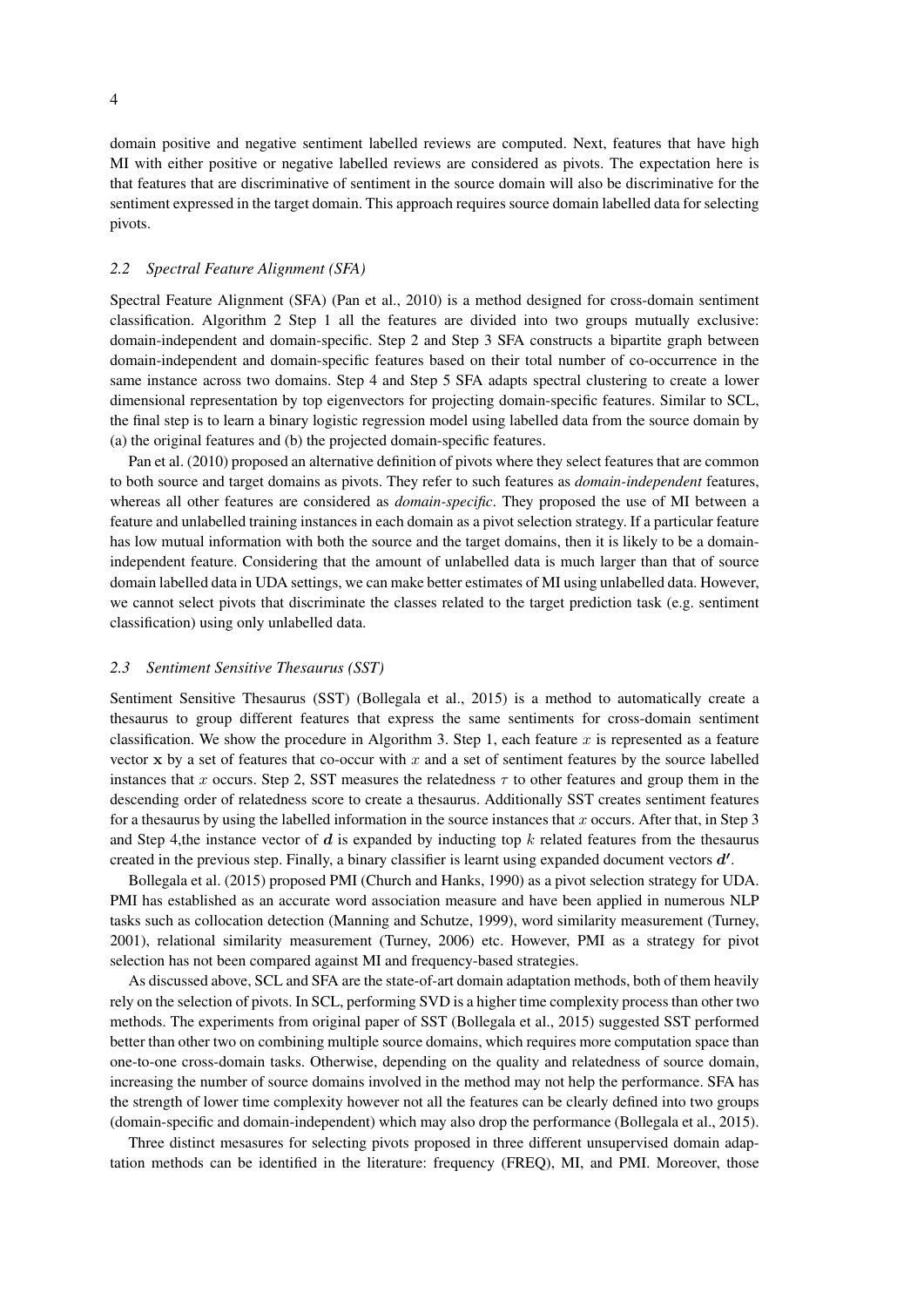domain positive and negative sentiment labelled reviews are computed. Next, features that have high MI with either positive or negative labelled reviews are considered as pivots. The expectation here is that features that are discriminative of sentiment in the source domain will also be discriminative for the sentiment expressed in the target domain. This approach requires source domain labelled data for selecting pivots.

### *2.2 Spectral Feature Alignment (SFA)*

Spectral Feature Alignment (SFA) (Pan et al., 2010) is a method designed for cross-domain sentiment classification. Algorithm 2 Step 1 all the features are divided into two groups mutually exclusive: domain-independent and domain-specific. Step 2 and Step 3 SFA constructs a bipartite graph between domain-independent and domain-specific features based on their total number of co-occurrence in the same instance across two domains. Step 4 and Step 5 SFA adapts spectral clustering to create a lower dimensional representation by top eigenvectors for projecting domain-specific features. Similar to SCL, the final step is to learn a binary logistic regression model using labelled data from the source domain by (a) the original features and (b) the projected domain-specific features.

Pan et al. (2010) proposed an alternative definition of pivots where they select features that are common to both source and target domains as pivots. They refer to such features as *domain-independent* features, whereas all other features are considered as *domain-specific*. They proposed the use of MI between a feature and unlabelled training instances in each domain as a pivot selection strategy. If a particular feature has low mutual information with both the source and the target domains, then it is likely to be a domain-independent feature. Considering that the amount of unlabelled data is much larger than that of source domain labelled data in UDA settings, we can make better estimates of MI using unlabelled data. However, we cannot select pivots that discriminate the classes related to the target prediction task (e.g. sentiment classification) using only unlabelled data.

### *2.3 Sentiment Sensitive Thesaurus (SST)*

Sentiment Sensitive Thesaurus (SST) (Bollegala et al., 2015) is a method to automatically create a thesaurus to group different features that express the same sentiments for cross-domain sentiment classification. We show the procedure in Algorithm 3. Step 1, each feature $x$ is represented as a feature vector $\mathbf{x}$ by a set of features that co-occur with $x$ and a set of sentiment features by the source labelled instances that $x$ occurs. Step 2, SST measures the relatedness $\tau$ to other features and group them in the descending order of relatedness score to create a thesaurus. Additionally SST creates sentiment features for a thesaurus by using the labelled information in the source instances that $x$ occurs. After that, in Step 3 and Step 4,the instance vector of $\boldsymbol{d}$ is expanded by inducting top $k$ related features from the thesaurus created in the previous step. Finally, a binary classifier is learnt using expanded document vectors $\boldsymbol{d'}$.

Bollegala et al. (2015) proposed PMI (Church and Hanks, 1990) as a pivot selection strategy for UDA. PMI has established as an accurate word association measure and have been applied in numerous NLP tasks such as collocation detection (Manning and Schutze, 1999), word similarity measurement (Turney, 2001), relational similarity measurement (Turney, 2006) etc. However, PMI as a strategy for pivot selection has not been compared against MI and frequency-based strategies.

As discussed above, SCL and SFA are the state-of-art domain adaptation methods, both of them heavily rely on the selection of pivots. In SCL, performing SVD is a higher time complexity process than other two methods. The experiments from original paper of SST (Bollegala et al., 2015) suggested SST performed better than other two on combining multiple source domains, which requires more computation space than one-to-one cross-domain tasks. Otherwise, depending on the quality and relatedness of source domain, increasing the number of source domains involved in the method may not help the performance. SFA has the strength of lower time complexity however not all the features can be clearly defined into two groups (domain-specific and domain-independent) which may also drop the performance (Bollegala et al., 2015).

Three distinct mesasures for selecting pivots proposed in three different unsupervised domain adaptation methods can be identified in the literature: frequency (FREQ), MI, and PMI. Moreover, those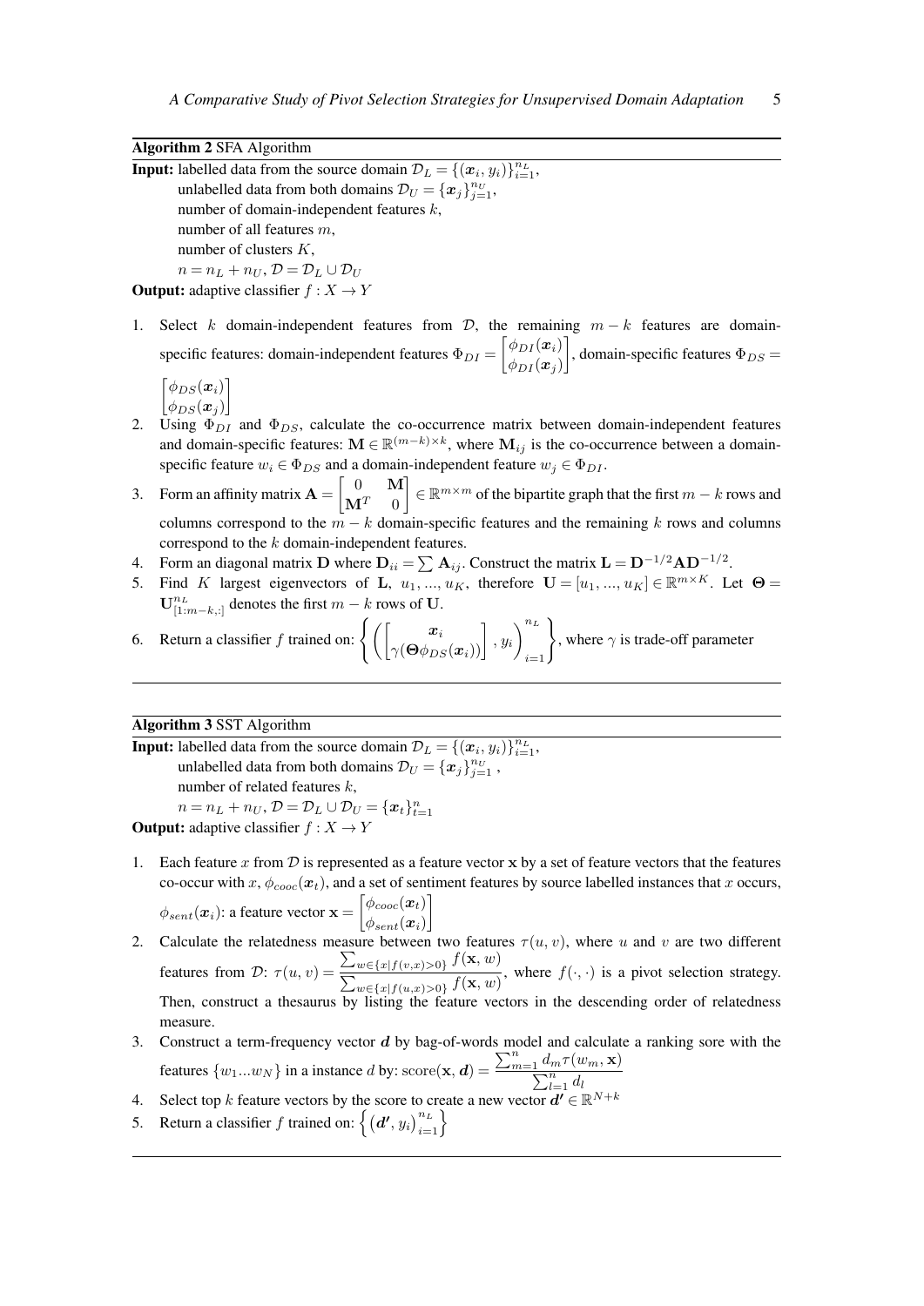**Algorithm 2** SFA Algorithm

**Input:** labelled data from the source domain $\mathcal{D}_L = \{(\boldsymbol{x}_i, y_i)\}_{i=1}^{n_L}$,
unlabelled data from both domains $\mathcal{D}_U = \{\boldsymbol{x}_j\}_{j=1}^{n_U}$,
number of domain-independent features $k$,
number of all features $m$,
number of clusters $K$,
$n = n_L + n_U$, $\mathcal{D} = \mathcal{D}_L \cup \mathcal{D}_U$

**Output:** adaptive classifier $f : X \rightarrow Y$

1. Select $k$ domain-independent features from $\mathcal{D}$, the remaining $m-k$ features are domain-specific features: domain-independent features $\Phi_{DI} = \begin{bmatrix}\phi_{DI}(\boldsymbol{x}_i)\\ \phi_{DI}(\boldsymbol{x}_j)\end{bmatrix}$, domain-specific features $\Phi_{DS} = \begin{bmatrix}\phi_{DS}(\boldsymbol{x}_i)\\ \phi_{DS}(\boldsymbol{x}_j)\end{bmatrix}$
2. Using $\Phi_{DI}$ and $\Phi_{DS}$, calculate the co-occurrence matrix between domain-independent features and domain-specific features: $\mathbf{M} \in \mathbb{R}^{(m-k)\times k}$, where $\mathbf{M}_{ij}$ is the co-occurrence between a domain-specific feature $w_i \in \Phi_{DS}$ and a domain-independent feature $w_j \in \Phi_{DI}$.
3. Form an affinity matrix $\mathbf{A} = \begin{bmatrix} 0 & \mathbf{M} \\ \mathbf{M}^T & 0 \end{bmatrix} \in \mathbb{R}^{m\times m}$ of the bipartite graph that the first $m-k$ rows and columns correspond to the $m-k$ domain-specific features and the remaining $k$ rows and columns correspond to the $k$ domain-independent features.
4. Form an diagonal matrix $\mathbf{D}$ where $\mathbf{D}_{ii} = \sum \mathbf{A}_{ij}$. Construct the matrix $\mathbf{L} = \mathbf{D}^{-1/2}\mathbf{A}\mathbf{D}^{-1/2}$.
5. Find $K$ largest eigenvectors of $\mathbf{L}$, $u_1, ..., u_K$, therefore $\mathbf{U} = [u_1, ..., u_K] \in \mathbb{R}^{m\times K}$. Let $\boldsymbol{\Theta} = \mathbf{U}_{[1:m-k,:]}^{n_L}$ denotes the first $m-k$ rows of $\mathbf{U}$.
6. Return a classifier $f$ trained on: $\left\{ \left( \begin{bmatrix} \boldsymbol{x}_i \\ \gamma(\boldsymbol{\Theta}\phi_{DS}(\boldsymbol{x}_i)) \end{bmatrix}, y_i \right)_{i=1}^{n_L} \right\}$, where $\gamma$ is trade-off parameter

**Algorithm 3** SST Algorithm

**Input:** labelled data from the source domain $\mathcal{D}_L = \{(\boldsymbol{x}_i, y_i)\}_{i=1}^{n_L}$,
unlabelled data from both domains $\mathcal{D}_U = \{\boldsymbol{x}_j\}_{j=1}^{n_U}$ ,
number of related features $k$,
$n = n_L + n_U$, $\mathcal{D} = \mathcal{D}_L \cup \mathcal{D}_U = \{\boldsymbol{x}_t\}_{t=1}^{n}$

**Output:** adaptive classifier $f : X \rightarrow Y$

1. Each feature $x$ from $\mathcal{D}$ is represented as a feature vector $\mathbf{x}$ by a set of feature vectors that the features co-occur with $x$, $\phi_{cooc}(\boldsymbol{x}_t)$, and a set of sentiment features by source labelled instances that $x$ occurs, $\phi_{sent}(\boldsymbol{x}_i)$: a feature vector $\mathbf{x} = \begin{bmatrix}\phi_{cooc}(\boldsymbol{x}_t)\\ \phi_{sent}(\boldsymbol{x}_i)\end{bmatrix}$
2. Calculate the relatedness measure between two features $\tau(u, v)$, where $u$ and $v$ are two different features from $\mathcal{D}$: $\tau(u, v) = \dfrac{\sum_{w\in\{x|f(v,x)>0\}} f(\mathbf{x}, w)}{\sum_{w\in\{x|f(u,x)>0\}} f(\mathbf{x}, w)}$, where $f(\cdot, \cdot)$ is a pivot selection strategy. Then, construct a thesaurus by listing the feature vectors in the descending order of relatedness measure.
3. Construct a term-frequency vector $\boldsymbol{d}$ by bag-of-words model and calculate a ranking sore with the features $\{w_1...w_N\}$ in a instance $d$ by: $\text{score}(\mathbf{x}, \boldsymbol{d}) = \dfrac{\sum_{m=1}^{n} d_m \tau(w_m, \mathbf{x})}{\sum_{l=1}^{n} d_l}$
4. Select top $k$ feature vectors by the score to create a new vector $\boldsymbol{d'} \in \mathbb{R}^{N+k}$
5. Return a classifier $f$ trained on: $\left\{ \left(\boldsymbol{d'}, y_i\right)_{i=1}^{n_L} \right\}$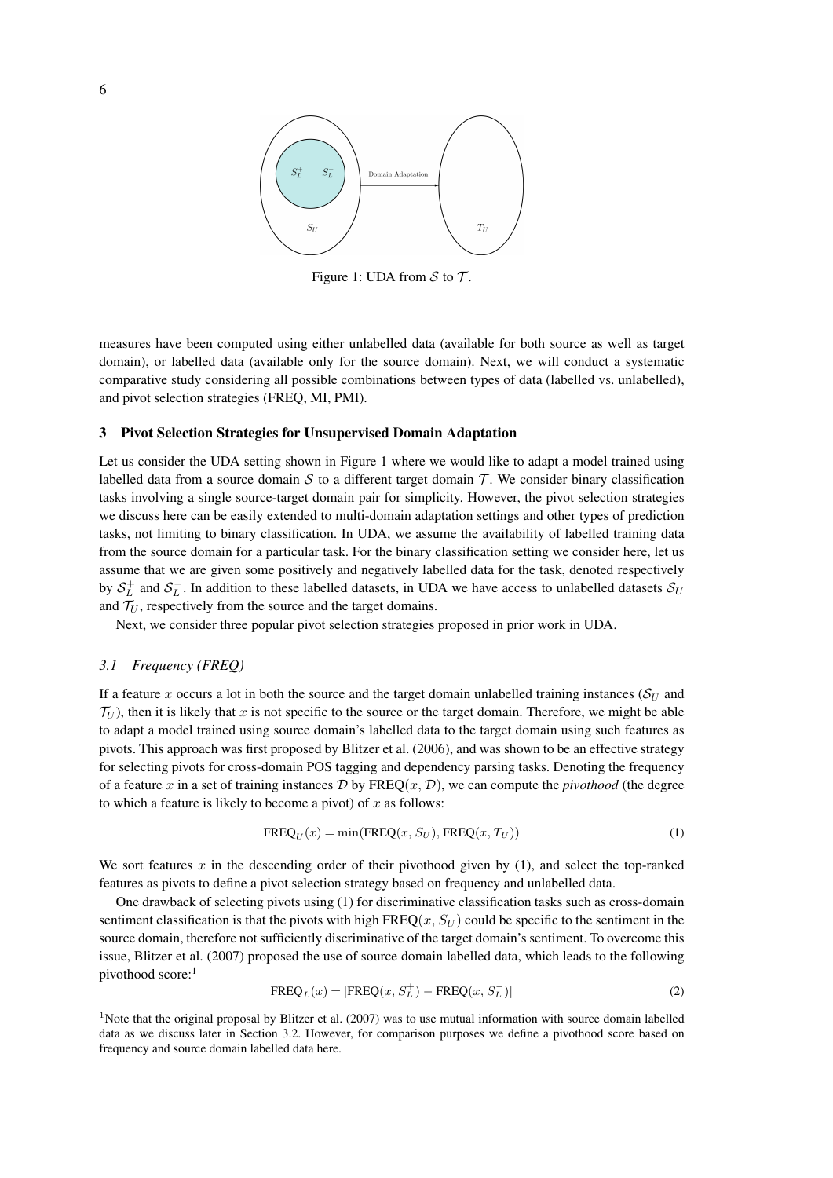Figure 1: UDA from $\mathcal{S}$ to $\mathcal{T}$.

measures have been computed using either unlabelled data (available for both source as well as target domain), or labelled data (available only for the source domain). Next, we will conduct a systematic comparative study considering all possible combinations between types of data (labelled vs. unlabelled), and pivot selection strategies (FREQ, MI, PMI).

## 3 Pivot Selection Strategies for Unsupervised Domain Adaptation

Let us consider the UDA setting shown in Figure 1 where we would like to adapt a model trained using labelled data from a source domain $\mathcal{S}$ to a different target domain $\mathcal{T}$. We consider binary classification tasks involving a single source-target domain pair for simplicity. However, the pivot selection strategies we discuss here can be easily extended to multi-domain adaptation settings and other types of prediction tasks, not limiting to binary classification. In UDA, we assume the availability of labelled training data from the source domain for a particular task. For the binary classification setting we consider here, let us assume that we are given some positively and negatively labelled data for the task, denoted respectively by $\mathcal{S}_L^+$ and $\mathcal{S}_L^-$. In addition to these labelled datasets, in UDA we have access to unlabelled datasets $\mathcal{S}_U$ and $\mathcal{T}_U$, respectively from the source and the target domains.

Next, we consider three popular pivot selection strategies proposed in prior work in UDA.

### *3.1 Frequency (FREQ)*

If a feature $x$ occurs a lot in both the source and the target domain unlabelled training instances ($\mathcal{S}_U$ and $\mathcal{T}_U$), then it is likely that $x$ is not specific to the source or the target domain. Therefore, we might be able to adapt a model trained using source domain's labelled data to the target domain using such features as pivots. This approach was first proposed by Blitzer et al. (2006), and was shown to be an effective strategy for selecting pivots for cross-domain POS tagging and dependency parsing tasks. Denoting the frequency of a feature $x$ in a set of training instances $\mathcal{D}$ by $\text{FREQ}(x, \mathcal{D})$, we can compute the *pivothood* (the degree to which a feature is likely to become a pivot) of $x$ as follows:

$$\text{FREQ}_U(x) = \min(\text{FREQ}(x, S_U), \text{FREQ}(x, T_U)) \tag{1}$$

We sort features $x$ in the descending order of their pivothood given by (1), and select the top-ranked features as pivots to define a pivot selection strategy based on frequency and unlabelled data.

One drawback of selecting pivots using (1) for discriminative classification tasks such as cross-domain sentiment classification is that the pivots with high $\text{FREQ}(x, S_U)$ could be specific to the sentiment in the source domain, therefore not sufficiently discriminative of the target domain's sentiment. To overcome this issue, Blitzer et al. (2007) proposed the use of source domain labelled data, which leads to the following pivothood score:[1]

$$\text{FREQ}_L(x) = |\text{FREQ}(x, S_L^+) - \text{FREQ}(x, S_L^-)| \tag{2}$$

[1]Note that the original proposal by Blitzer et al. (2007) was to use mutual information with source domain labelled data as we discuss later in Section 3.2. However, for comparison purposes we define a pivothood score based on frequency and source domain labelled data here.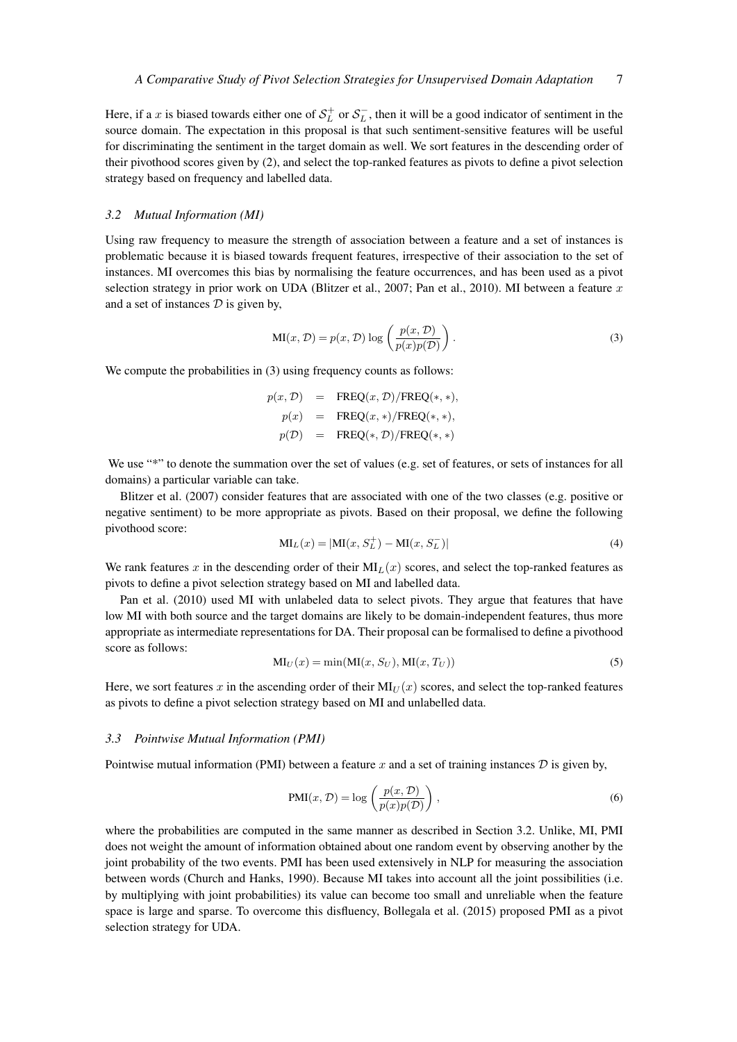Here, if a $x$ is biased towards either one of $\mathcal{S}_L^+$ or $\mathcal{S}_L^-$, then it will be a good indicator of sentiment in the source domain. The expectation in this proposal is that such sentiment-sensitive features will be useful for discriminating the sentiment in the target domain as well. We sort features in the descending order of their pivothood scores given by (2), and select the top-ranked features as pivots to define a pivot selection strategy based on frequency and labelled data.

### *3.2 Mutual Information (MI)*

Using raw frequency to measure the strength of association between a feature and a set of instances is problematic because it is biased towards frequent features, irrespective of their association to the set of instances. MI overcomes this bias by normalising the feature occurrences, and has been used as a pivot selection strategy in prior work on UDA (Blitzer et al., 2007; Pan et al., 2010). MI between a feature $x$ and a set of instances $\mathcal{D}$ is given by,

$$\text{MI}(x, \mathcal{D}) = p(x, \mathcal{D}) \log \left( \frac{p(x, \mathcal{D})}{p(x)p(\mathcal{D})} \right). \tag{3}$$

We compute the probabilities in (3) using frequency counts as follows:

$$\begin{aligned} p(x, \mathcal{D}) &= \text{FREQ}(x, \mathcal{D})/\text{FREQ}(*, *), \\ p(x) &= \text{FREQ}(x, *)/\text{FREQ}(*, *), \\ p(\mathcal{D}) &= \text{FREQ}(*, \mathcal{D})/\text{FREQ}(*, *) \end{aligned}$$

We use "*" to denote the summation over the set of values (e.g. set of features, or sets of instances for all domains) a particular variable can take.

Blitzer et al. (2007) consider features that are associated with one of the two classes (e.g. positive or negative sentiment) to be more appropriate as pivots. Based on their proposal, we define the following pivothood score:

$$\text{MI}_L(x) = |\text{MI}(x, S_L^+) - \text{MI}(x, S_L^-)| \tag{4}$$

We rank features $x$ in the descending order of their $\text{MI}_L(x)$ scores, and select the top-ranked features as pivots to define a pivot selection strategy based on MI and labelled data.

Pan et al. (2010) used MI with unlabeled data to select pivots. They argue that features that have low MI with both source and the target domains are likely to be domain-independent features, thus more appropriate as intermediate representations for DA. Their proposal can be formalised to define a pivothood score as follows:

$$\text{MI}_U(x) = \min(\text{MI}(x, S_U), \text{MI}(x, T_U)) \tag{5}$$

Here, we sort features $x$ in the ascending order of their $\text{MI}_U(x)$ scores, and select the top-ranked features as pivots to define a pivot selection strategy based on MI and unlabelled data.

### *3.3 Pointwise Mutual Information (PMI)*

Pointwise mutual information (PMI) between a feature $x$ and a set of training instances $\mathcal{D}$ is given by,

$$\text{PMI}(x, \mathcal{D}) = \log \left( \frac{p(x, \mathcal{D})}{p(x)p(\mathcal{D})} \right), \tag{6}$$

where the probabilities are computed in the same manner as described in Section 3.2. Unlike, MI, PMI does not weight the amount of information obtained about one random event by observing another by the joint probability of the two events. PMI has been used extensively in NLP for measuring the association between words (Church and Hanks, 1990). Because MI takes into account all the joint possibilities (i.e. by multiplying with joint probabilities) its value can become too small and unreliable when the feature space is large and sparse. To overcome this disfluency, Bollegala et al. (2015) proposed PMI as a pivot selection strategy for UDA.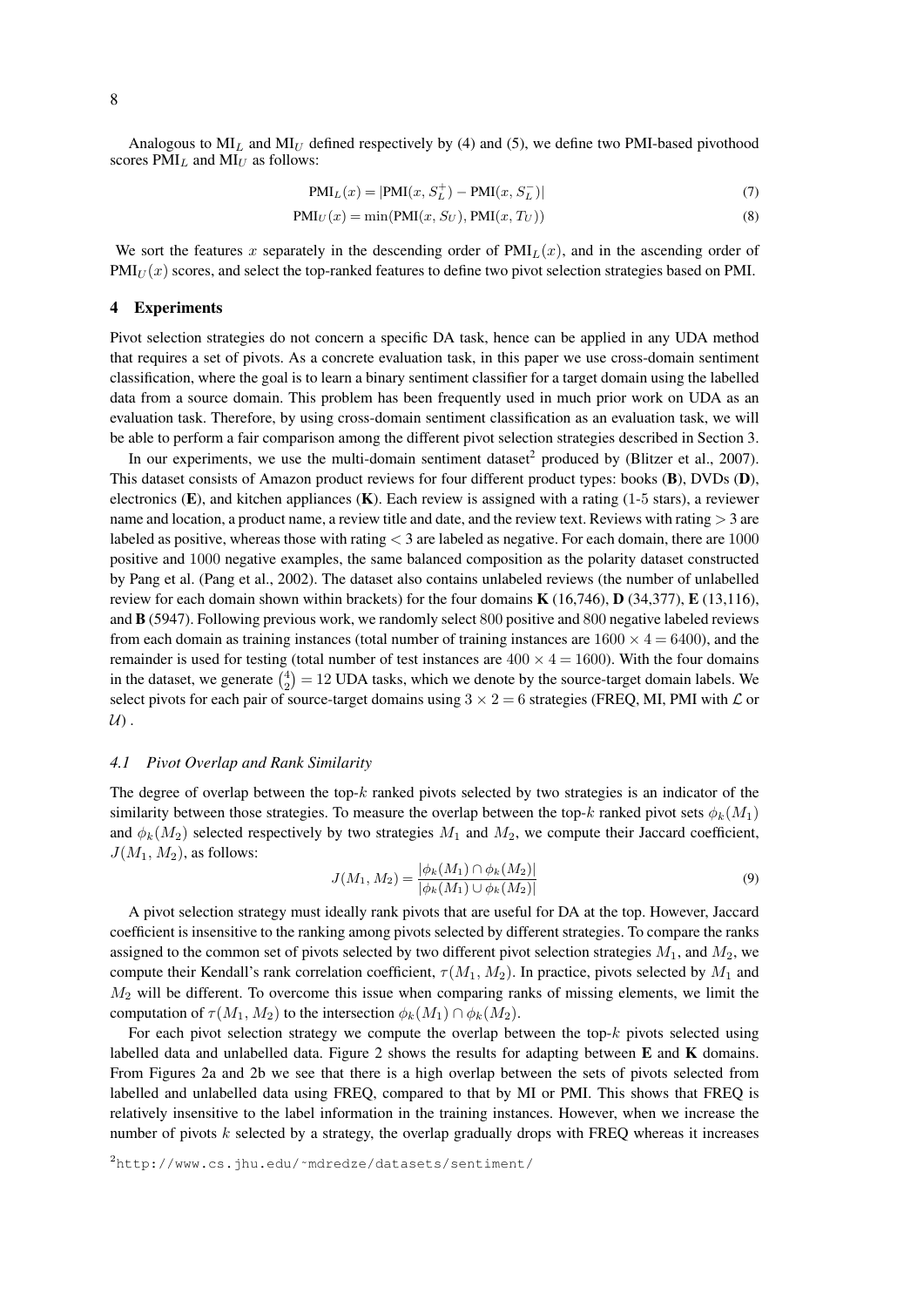Analogous to $\text{MI}_L$ and $\text{MI}_U$ defined respectively by (4) and (5), we define two PMI-based pivothood scores $\text{PMI}_L$ and $\text{MI}_U$ as follows:

$$\text{PMI}_L(x) = |\text{PMI}(x, S_L^+) - \text{PMI}(x, S_L^-)| \tag{7}$$

$$\text{PMI}_U(x) = \min(\text{PMI}(x, S_U), \text{PMI}(x, T_U)) \tag{8}$$

We sort the features $x$ separately in the descending order of $\text{PMI}_L(x)$, and in the ascending order of $\text{PMI}_U(x)$ scores, and select the top-ranked features to define two pivot selection strategies based on PMI.

## 4 Experiments

Pivot selection strategies do not concern a specific DA task, hence can be applied in any UDA method that requires a set of pivots. As a concrete evaluation task, in this paper we use cross-domain sentiment classification, where the goal is to learn a binary sentiment classifier for a target domain using the labelled data from a source domain. This problem has been frequently used in much prior work on UDA as an evaluation task. Therefore, by using cross-domain sentiment classification as an evaluation task, we will be able to perform a fair comparison among the different pivot selection strategies described in Section 3.

In our experiments, we use the multi-domain sentiment dataset[2] produced by (Blitzer et al., 2007). This dataset consists of Amazon product reviews for four different product types: books (**B**), DVDs (**D**), electronics (**E**), and kitchen appliances (**K**). Each review is assigned with a rating (1-5 stars), a reviewer name and location, a product name, a review title and date, and the review text. Reviews with rating $> 3$ are labeled as positive, whereas those with rating $< 3$ are labeled as negative. For each domain, there are $1000$ positive and $1000$ negative examples, the same balanced composition as the polarity dataset constructed by Pang et al. (Pang et al., 2002). The dataset also contains unlabeled reviews (the number of unlabelled review for each domain shown within brackets) for the four domains **K** (16,746), **D** (34,377), **E** (13,116), and **B** (5947). Following previous work, we randomly select $800$ positive and $800$ negative labeled reviews from each domain as training instances (total number of training instances are $1600 \times 4 = 6400$), and the remainder is used for testing (total number of test instances are $400 \times 4 = 1600$). With the four domains in the dataset, we generate $\binom{4}{2} = 12$ UDA tasks, which we denote by the source-target domain labels. We select pivots for each pair of source-target domains using $3 \times 2 = 6$ strategies (FREQ, MI, PMI with $\mathcal{L}$ or $\mathcal{U}$) .

### 4.1 Pivot Overlap and Rank Similarity

The degree of overlap between the top-$k$ ranked pivots selected by two strategies is an indicator of the similarity between those strategies. To measure the overlap between the top-$k$ ranked pivot sets $\phi_k(M_1)$ and $\phi_k(M_2)$ selected respectively by two strategies $M_1$ and $M_2$, we compute their Jaccard coefficient, $J(M_1, M_2)$, as follows:

$$J(M_1, M_2) = \frac{|\phi_k(M_1) \cap \phi_k(M_2)|}{|\phi_k(M_1) \cup \phi_k(M_2)|} \tag{9}$$

A pivot selection strategy must ideally rank pivots that are useful for DA at the top. However, Jaccard coefficient is insensitive to the ranking among pivots selected by different strategies. To compare the ranks assigned to the common set of pivots selected by two different pivot selection strategies $M_1$, and $M_2$, we compute their Kendall's rank correlation coefficient, $\tau(M_1, M_2)$. In practice, pivots selected by $M_1$ and $M_2$ will be different. To overcome this issue when comparing ranks of missing elements, we limit the computation of $\tau(M_1, M_2)$ to the intersection $\phi_k(M_1) \cap \phi_k(M_2)$.

For each pivot selection strategy we compute the overlap between the top-$k$ pivots selected using labelled and unlabelled data. Figure 2 shows the results for adapting between **E** and **K** domains. From Figures 2a and 2b we see that there is a high overlap between the sets of pivots selected from labelled and unlabelled data using FREQ, compared to that by MI or PMI. This shows that FREQ is relatively insensitive to the label information in the training instances. However, when we increase the number of pivots $k$ selected by a strategy, the overlap gradually drops with FREQ whereas it increases

[2] `http://www.cs.jhu.edu/~mdredze/datasets/sentiment/`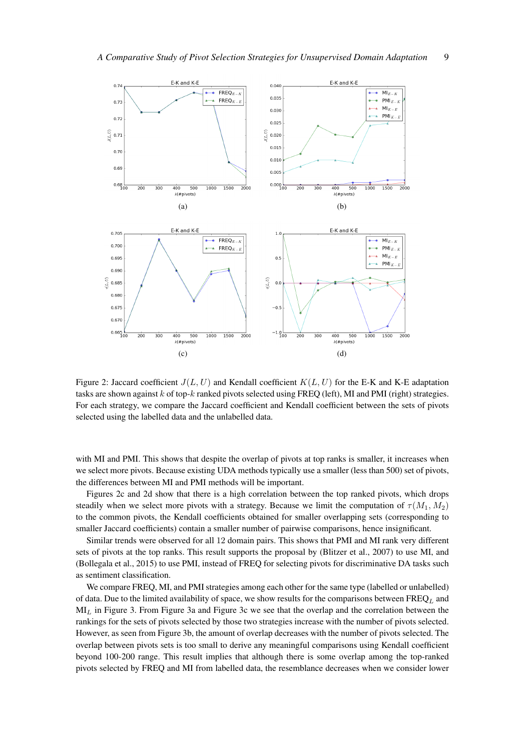Figure 2: Jaccard coefficient $J(L, U)$ and Kendall coefficient $K(L, U)$ for the E-K and K-E adaptation tasks are shown against $k$ of top-$k$ ranked pivots selected using FREQ (left), MI and PMI (right) strategies. For each strategy, we compare the Jaccard coefficient and Kendall coefficient between the sets of pivots selected using the labelled data and the unlabelled data.

with MI and PMI. This shows that despite the overlap of pivots at top ranks is smaller, it increases when we select more pivots. Because existing UDA methods typically use a smaller (less than 500) set of pivots, the differences between MI and PMI methods will be important.

Figures 2c and 2d show that there is a high correlation between the top ranked pivots, which drops steadily when we select more pivots with a strategy. Because we limit the computation of $\tau(M_1, M_2)$ to the common pivots, the Kendall coefficients obtained for smaller overlapping sets (corresponding to smaller Jaccard coefficients) contain a smaller number of pairwise comparisons, hence insignificant.

Similar trends were observed for all 12 domain pairs. This shows that PMI and MI rank very different sets of pivots at the top ranks. This result supports the proposal by (Blitzer et al., 2007) to use MI, and (Bollegala et al., 2015) to use PMI, instead of FREQ for selecting pivots for discriminative DA tasks such as sentiment classification.

We compare FREQ, MI, and PMI strategies among each other for the same type (labelled or unlabelled) of data. Due to the limited availability of space, we show results for the comparisons between $\text{FREQ}_L$ and $\text{MI}_L$ in Figure 3. From Figure 3a and Figure 3c we see that the overlap and the correlation between the rankings for the sets of pivots selected by those two strategies increase with the number of pivots selected. However, as seen from Figure 3b, the amount of overlap decreases with the number of pivots selected. The overlap between pivots sets is too small to derive any meaningful comparisons using Kendall coefficient beyond 100-200 range. This result implies that although there is some overlap among the top-ranked pivots selected by FREQ and MI from labelled data, the resemblance decreases when we consider lower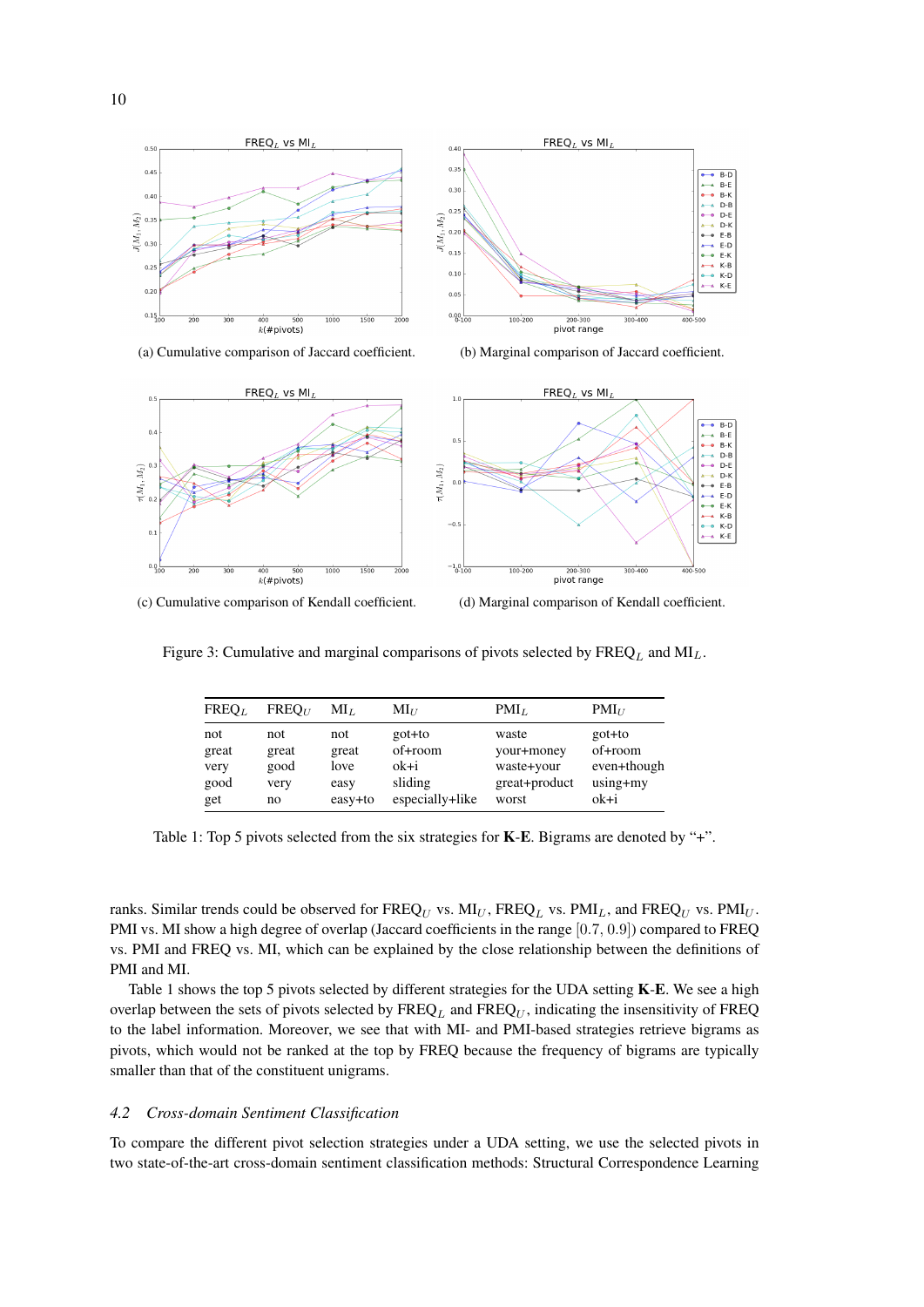(a) Cumulative comparison of Jaccard coefficient.

(b) Marginal comparison of Jaccard coefficient.

(c) Cumulative comparison of Kendall coefficient.

(d) Marginal comparison of Kendall coefficient.

Figure 3: Cumulative and marginal comparisons of pivots selected by $\text{FREQ}_L$ and $\text{MI}_L$.

| $\text{FREQ}_L$ | $\text{FREQ}_U$ | $\text{MI}_L$ | $\text{MI}_U$ | $\text{PMI}_L$ | $\text{PMI}_U$ |
|---|---|---|---|---|---|
| not | not | not | got+to | waste | got+to |
| great | great | great | of+room | your+money | of+room |
| very | good | love | ok+i | waste+your | even+though |
| good | very | easy | sliding | great+product | using+my |
| get | no | easy+to | especially+like | worst | ok+i |

Table 1: Top 5 pivots selected from the six strategies for **K**-**E**. Bigrams are denoted by "+".

ranks. Similar trends could be observed for $\text{FREQ}_U$ vs. $\text{MI}_U$, $\text{FREQ}_L$ vs. $\text{PMI}_L$, and $\text{FREQ}_U$ vs. $\text{PMI}_U$. PMI vs. MI show a high degree of overlap (Jaccard coefficients in the range $[0.7, 0.9]$) compared to FREQ vs. PMI and FREQ vs. MI, which can be explained by the close relationship between the definitions of PMI and MI.

Table 1 shows the top 5 pivots selected by different strategies for the UDA setting **K**-**E**. We see a high overlap between the sets of pivots selected by $\text{FREQ}_L$ and $\text{FREQ}_U$, indicating the insensitivity of FREQ to the label information. Moreover, we see that with MI- and PMI-based strategies retrieve bigrams as pivots, which would not be ranked at the top by FREQ because the frequency of bigrams are typically smaller than that of the constituent unigrams.

### *4.2 Cross-domain Sentiment Classification*

To compare the different pivot selection strategies under a UDA setting, we use the selected pivots in two state-of-the-art cross-domain sentiment classification methods: Structural Correspondence Learning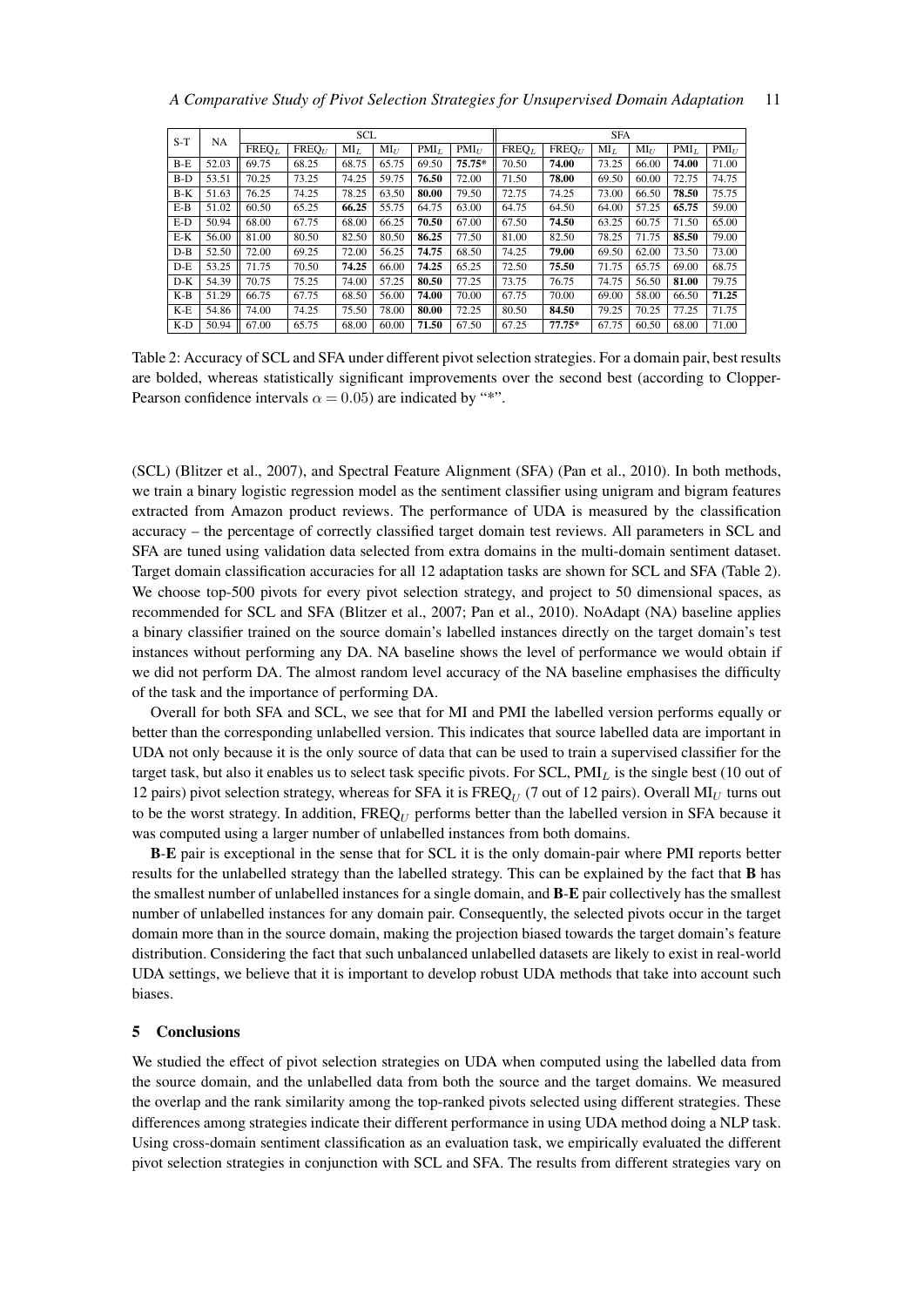| S-T | NA | SCL | | | | | | SFA | | | | | |
|---|---|---|---|---|---|---|---|---|---|---|---|---|---|
| | | FREQ$_L$ | FREQ$_U$ | MI$_L$ | MI$_U$ | PMI$_L$ | PMI$_U$ | FREQ$_L$ | FREQ$_U$ | MI$_L$ | MI$_U$ | PMI$_L$ | PMI$_U$ |
| B-E | 52.03 | 69.75 | 68.25 | 68.75 | 65.75 | 69.50 | **75.75*** | 70.50 | **74.00** | 73.25 | 66.00 | **74.00** | 71.00 |
| B-D | 53.51 | 70.25 | 73.25 | 74.25 | 59.75 | **76.50** | 72.00 | 71.50 | **78.00** | 69.50 | 60.00 | 72.75 | 74.75 |
| B-K | 51.63 | 76.25 | 74.25 | 78.25 | 63.50 | **80.00** | 79.50 | 72.75 | 74.25 | 73.00 | 66.50 | **78.50** | 75.75 |
| E-B | 51.02 | 60.50 | 65.25 | **66.25** | 55.75 | 64.75 | 63.00 | 64.75 | 64.50 | 64.00 | 57.25 | **65.75** | 59.00 |
| E-D | 50.94 | 68.00 | 67.75 | 68.00 | 66.25 | **70.50** | 67.00 | 67.50 | **74.50** | 63.25 | 60.75 | 71.50 | 65.00 |
| E-K | 56.00 | 81.00 | 80.50 | 82.50 | 80.50 | **86.25** | 77.50 | 81.00 | 82.50 | 78.25 | 71.75 | **85.50** | 79.00 |
| D-B | 52.50 | 72.00 | 69.25 | 72.00 | 56.25 | **74.75** | 68.50 | 74.25 | **79.00** | 69.50 | 62.00 | 73.50 | 73.00 |
| D-E | 53.25 | 71.75 | 70.50 | **74.25** | 66.00 | **74.25** | 65.25 | 72.50 | **75.50** | 71.75 | 65.75 | 69.00 | 68.75 |
| D-K | 54.39 | 70.75 | 75.25 | 74.00 | 57.25 | **80.50** | 77.25 | 73.75 | 76.75 | 74.75 | 56.50 | **81.00** | 79.75 |
| K-B | 51.29 | 66.75 | 67.75 | 68.50 | 56.00 | **74.00** | 70.00 | 67.75 | 70.00 | 69.00 | 58.00 | 66.50 | **71.25** |
| K-E | 54.86 | 74.00 | 74.25 | 75.50 | 78.00 | **80.00** | 72.25 | 80.50 | **84.50** | 79.25 | 70.25 | 77.25 | 71.75 |
| K-D | 50.94 | 67.00 | 65.75 | 68.00 | 60.00 | **71.50** | 67.50 | 67.25 | **77.75*** | 67.75 | 60.50 | 68.00 | 71.00 |

Table 2: Accuracy of SCL and SFA under different pivot selection strategies. For a domain pair, best results are bolded, whereas statistically significant improvements over the second best (according to Clopper-Pearson confidence intervals $\alpha = 0.05$) are indicated by "*".

(SCL) (Blitzer et al., 2007), and Spectral Feature Alignment (SFA) (Pan et al., 2010). In both methods, we train a binary logistic regression model as the sentiment classifier using unigram and bigram features extracted from Amazon product reviews. The performance of UDA is measured by the classification accuracy – the percentage of correctly classified target domain test reviews. All parameters in SCL and SFA are tuned using validation data selected from extra domains in the multi-domain sentiment dataset. Target domain classification accuracies for all 12 adaptation tasks are shown for SCL and SFA (Table 2). We choose top-500 pivots for every pivot selection strategy, and project to 50 dimensional spaces, as recommended for SCL and SFA (Blitzer et al., 2007; Pan et al., 2010). NoAdapt (NA) baseline applies a binary classifier trained on the source domain's labelled instances directly on the target domain's test instances without performing any DA. NA baseline shows the level of performance we would obtain if we did not perform DA. The almost random level accuracy of the NA baseline emphasises the difficulty of the task and the importance of performing DA.

Overall for both SFA and SCL, we see that for MI and PMI the labelled version performs equally or better than the corresponding unlabelled version. This indicates that source labelled data are important in UDA not only because it is the only source of data that can be used to train a supervised classifier for the target task, but also it enables us to select task specific pivots. For SCL, PMI$_L$ is the single best (10 out of 12 pairs) pivot selection strategy, whereas for SFA it is FREQ$_U$ (7 out of 12 pairs). Overall MI$_U$ turns out to be the worst strategy. In addition, FREQ$_U$ performs better than the labelled version in SFA because it was computed using a larger number of unlabelled instances from both domains.

**B**-**E** pair is exceptional in the sense that for SCL it is the only domain-pair where PMI reports better results for the unlabelled strategy than the labelled strategy. This can be explained by the fact that **B** has the smallest number of unlabelled instances for a single domain, and **B**-**E** pair collectively has the smallest number of unlabelled instances for any domain pair. Consequently, the selected pivots occur in the target domain more than in the source domain, making the projection biased towards the target domain's feature distribution. Considering the fact that such unbalanced unlabelled datasets are likely to exist in real-world UDA settings, we believe that it is important to develop robust UDA methods that take into account such biases.

## 5 Conclusions

We studied the effect of pivot selection strategies on UDA when computed using the labelled data from the source domain, and the unlabelled data from both the source and the target domains. We measured the overlap and the rank similarity among the top-ranked pivots selected using different strategies. These differences among strategies indicate their different performance in using UDA method doing a NLP task. Using cross-domain sentiment classification as an evaluation task, we empirically evaluated the different pivot selection strategies in conjunction with SCL and SFA. The results from different strategies vary on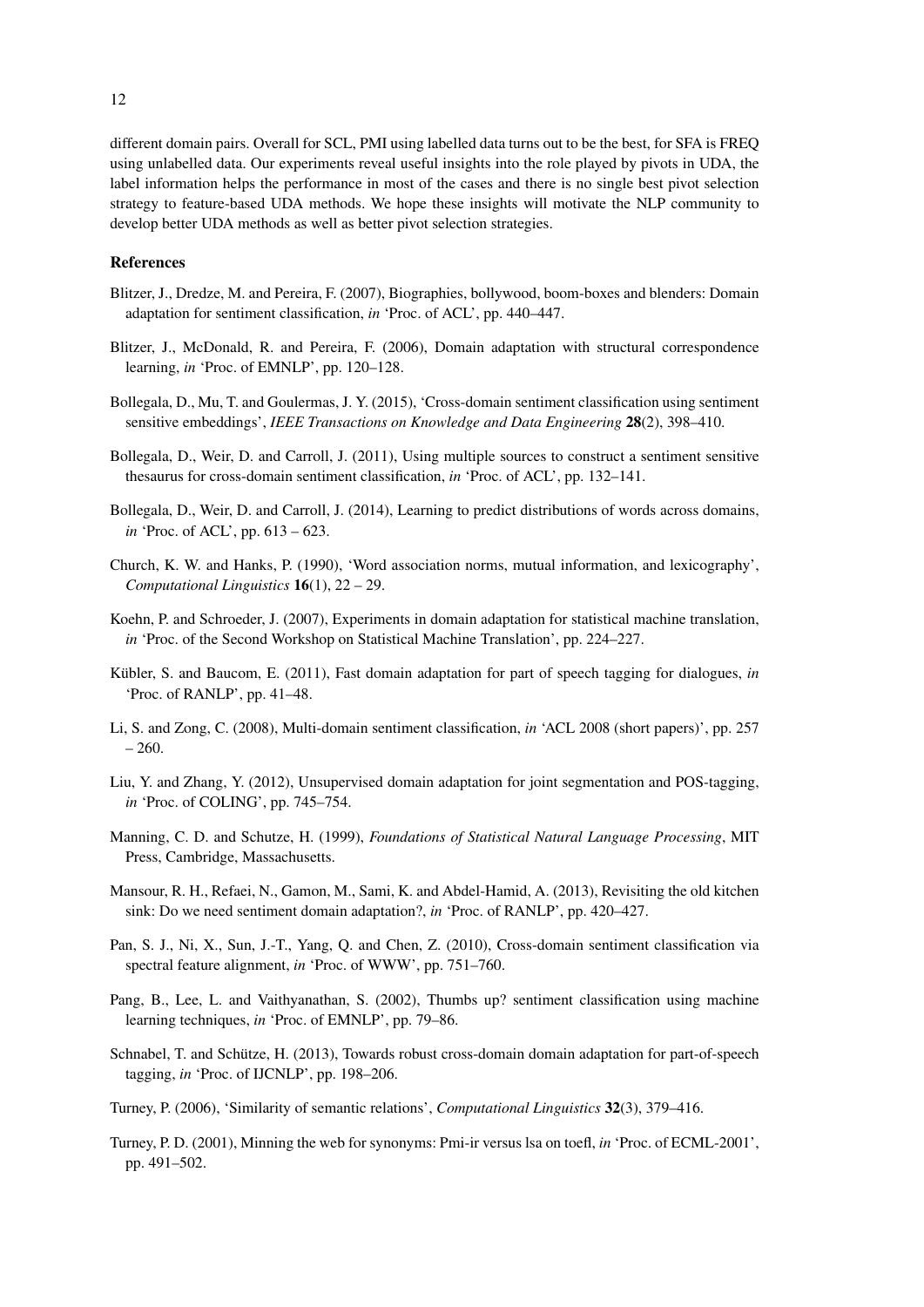different domain pairs. Overall for SCL, PMI using labelled data turns out to be the best, for SFA is FREQ using unlabelled data. Our experiments reveal useful insights into the role played by pivots in UDA, the label information helps the performance in most of the cases and there is no single best pivot selection strategy to feature-based UDA methods. We hope these insights will motivate the NLP community to develop better UDA methods as well as better pivot selection strategies.

## References

Blitzer, J., Dredze, M. and Pereira, F. (2007), Biographies, bollywood, boom-boxes and blenders: Domain adaptation for sentiment classification, *in* 'Proc. of ACL', pp. 440–447.

Blitzer, J., McDonald, R. and Pereira, F. (2006), Domain adaptation with structural correspondence learning, *in* 'Proc. of EMNLP', pp. 120–128.

Bollegala, D., Mu, T. and Goulermas, J. Y. (2015), 'Cross-domain sentiment classification using sentiment sensitive embeddings', *IEEE Transactions on Knowledge and Data Engineering* **28**(2), 398–410.

Bollegala, D., Weir, D. and Carroll, J. (2011), Using multiple sources to construct a sentiment sensitive thesaurus for cross-domain sentiment classification, *in* 'Proc. of ACL', pp. 132–141.

Bollegala, D., Weir, D. and Carroll, J. (2014), Learning to predict distributions of words across domains, *in* 'Proc. of ACL', pp. 613 – 623.

Church, K. W. and Hanks, P. (1990), 'Word association norms, mutual information, and lexicography', *Computational Linguistics* **16**(1), 22 – 29.

Koehn, P. and Schroeder, J. (2007), Experiments in domain adaptation for statistical machine translation, *in* 'Proc. of the Second Workshop on Statistical Machine Translation', pp. 224–227.

Kübler, S. and Baucom, E. (2011), Fast domain adaptation for part of speech tagging for dialogues, *in* 'Proc. of RANLP', pp. 41–48.

Li, S. and Zong, C. (2008), Multi-domain sentiment classification, *in* 'ACL 2008 (short papers)', pp. 257 – 260.

Liu, Y. and Zhang, Y. (2012), Unsupervised domain adaptation for joint segmentation and POS-tagging, *in* 'Proc. of COLING', pp. 745–754.

Manning, C. D. and Schutze, H. (1999), *Foundations of Statistical Natural Language Processing*, MIT Press, Cambridge, Massachusetts.

Mansour, R. H., Refaei, N., Gamon, M., Sami, K. and Abdel-Hamid, A. (2013), Revisiting the old kitchen sink: Do we need sentiment domain adaptation?, *in* 'Proc. of RANLP', pp. 420–427.

Pan, S. J., Ni, X., Sun, J.-T., Yang, Q. and Chen, Z. (2010), Cross-domain sentiment classification via spectral feature alignment, *in* 'Proc. of WWW', pp. 751–760.

Pang, B., Lee, L. and Vaithyanathan, S. (2002), Thumbs up? sentiment classification using machine learning techniques, *in* 'Proc. of EMNLP', pp. 79–86.

Schnabel, T. and Schütze, H. (2013), Towards robust cross-domain domain adaptation for part-of-speech tagging, *in* 'Proc. of IJCNLP', pp. 198–206.

Turney, P. (2006), 'Similarity of semantic relations', *Computational Linguistics* **32**(3), 379–416.

Turney, P. D. (2001), Minning the web for synonyms: Pmi-ir versus lsa on toefl, *in* 'Proc. of ECML-2001', pp. 491–502.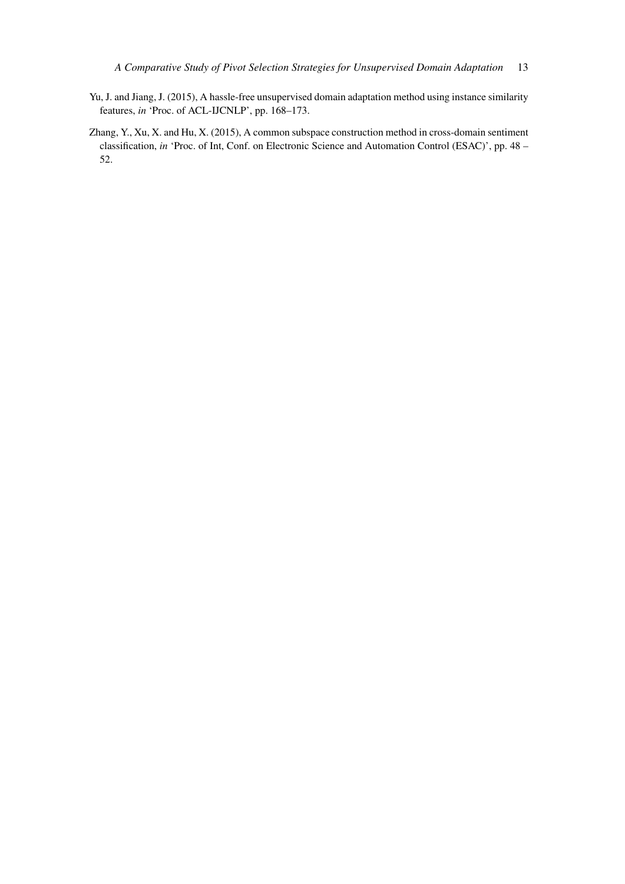Yu, J. and Jiang, J. (2015), A hassle-free unsupervised domain adaptation method using instance similarity features, *in* 'Proc. of ACL-IJCNLP', pp. 168–173.

Zhang, Y., Xu, X. and Hu, X. (2015), A common subspace construction method in cross-domain sentiment classification, *in* 'Proc. of Int, Conf. on Electronic Science and Automation Control (ESAC)', pp. 48 – 52.